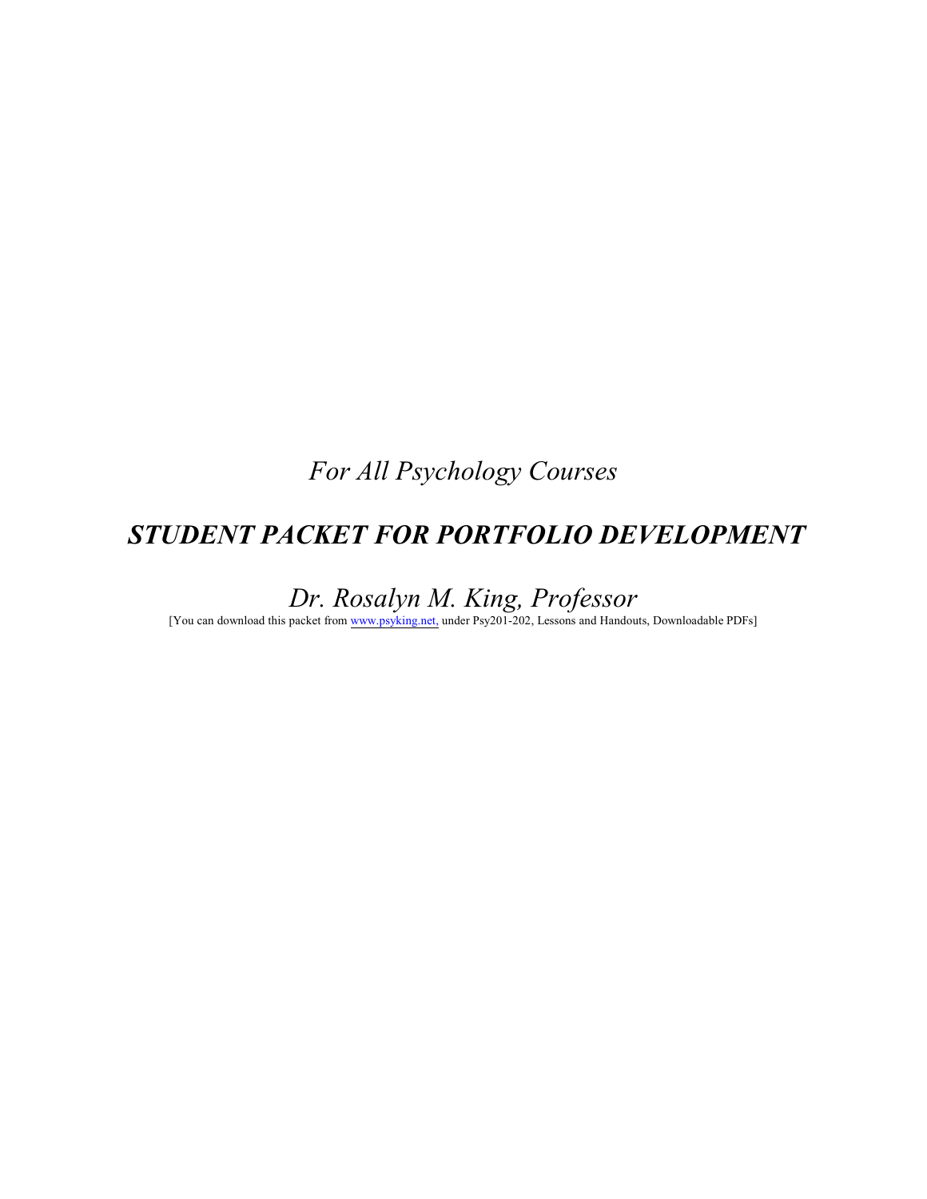*For All Psychology Courses*

# ***STUDENT PACKET FOR PORTFOLIO DEVELOPMENT***

*Dr. Rosalyn M. King, Professor*

[You can download this packet from www.psyking.net, under Psy201-202, Lessons and Handouts, Downloadable PDFs]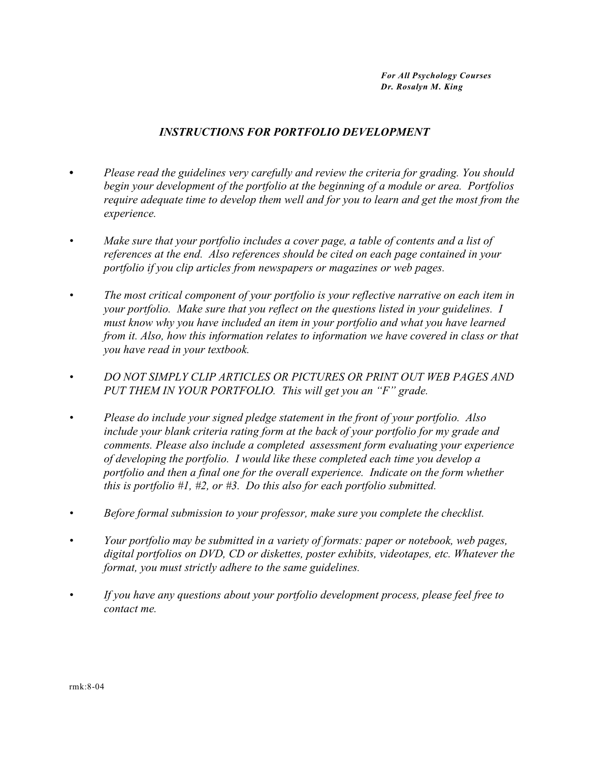***For All Psychology Courses***
***Dr. Rosalyn M. King***

## *INSTRUCTIONS FOR PORTFOLIO DEVELOPMENT*

- *Please read the guidelines very carefully and review the criteria for grading. You should begin your development of the portfolio at the beginning of a module or area. Portfolios require adequate time to develop them well and for you to learn and get the most from the experience.*

- *Make sure that your portfolio includes a cover page, a table of contents and a list of references at the end. Also references should be cited on each page contained in your portfolio if you clip articles from newspapers or magazines or web pages.*

- *The most critical component of your portfolio is your reflective narrative on each item in your portfolio. Make sure that you reflect on the questions listed in your guidelines. I must know why you have included an item in your portfolio and what you have learned from it. Also, how this information relates to information we have covered in class or that you have read in your textbook.*

- *DO NOT SIMPLY CLIP ARTICLES OR PICTURES OR PRINT OUT WEB PAGES AND PUT THEM IN YOUR PORTFOLIO. This will get you an "F" grade.*

- *Please do include your signed pledge statement in the front of your portfolio. Also include your blank criteria rating form at the back of your portfolio for my grade and comments. Please also include a completed assessment form evaluating your experience of developing the portfolio. I would like these completed each time you develop a portfolio and then a final one for the overall experience. Indicate on the form whether this is portfolio #1, #2, or #3. Do this also for each portfolio submitted.*

- *Before formal submission to your professor, make sure you complete the checklist.*

- *Your portfolio may be submitted in a variety of formats: paper or notebook, web pages, digital portfolios on DVD, CD or diskettes, poster exhibits, videotapes, etc. Whatever the format, you must strictly adhere to the same guidelines.*

- *If you have any questions about your portfolio development process, please feel free to contact me.*

rmk:8-04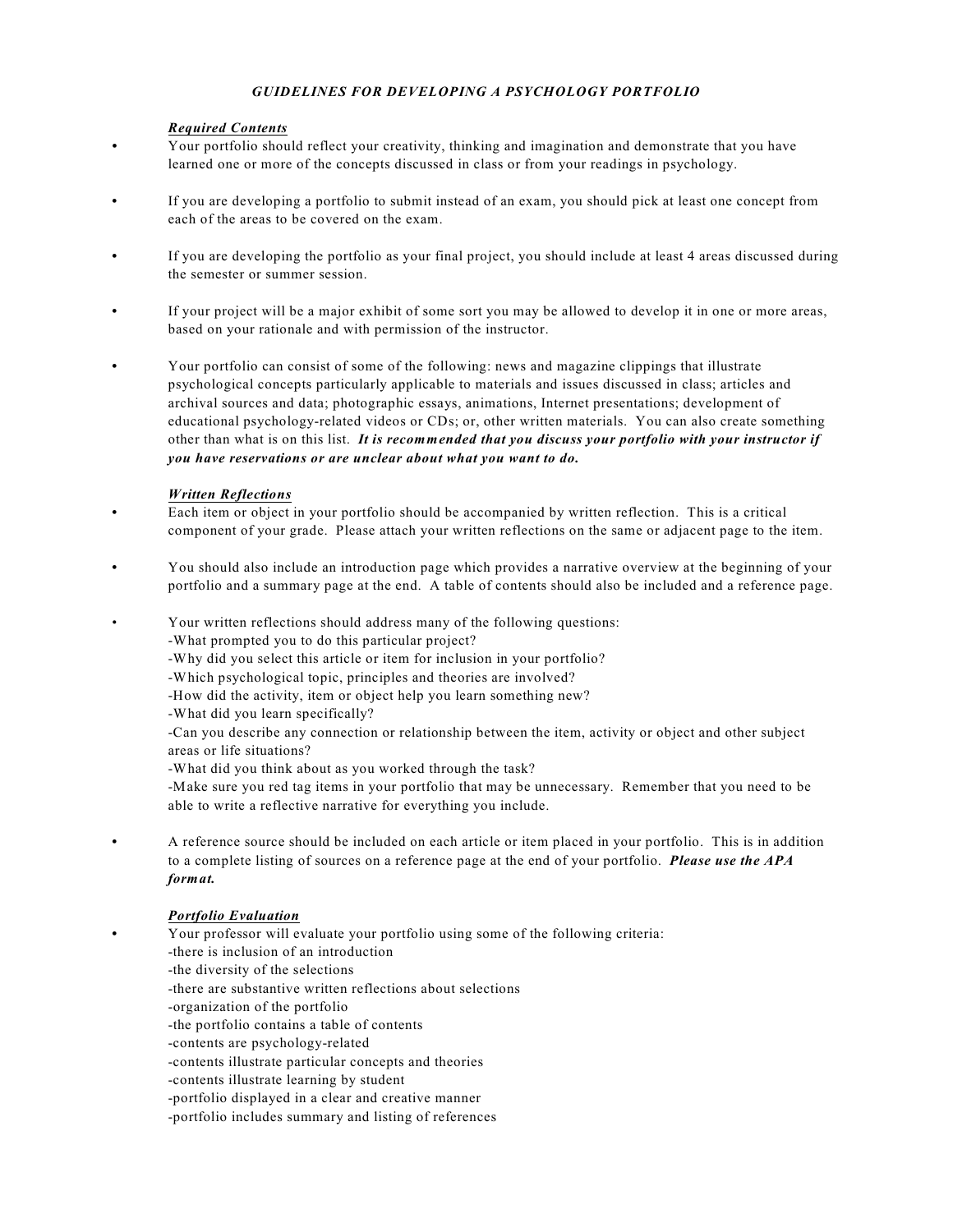# *GUIDELINES FOR DEVELOPING A PSYCHOLOGY PORTFOLIO*

## ***Required Contents***

- Your portfolio should reflect your creativity, thinking and imagination and demonstrate that you have learned one or more of the concepts discussed in class or from your readings in psychology.
- If you are developing a portfolio to submit instead of an exam, you should pick at least one concept from each of the areas to be covered on the exam.
- If you are developing the portfolio as your final project, you should include at least 4 areas discussed during the semester or summer session.
- If your project will be a major exhibit of some sort you may be allowed to develop it in one or more areas, based on your rationale and with permission of the instructor.
- Your portfolio can consist of some of the following: news and magazine clippings that illustrate psychological concepts particularly applicable to materials and issues discussed in class; articles and archival sources and data; photographic essays, animations, Internet presentations; development of educational psychology-related videos or CDs; or, other written materials. You can also create something other than what is on this list. ***It is recommended that you discuss your portfolio with your instructor if you have reservations or are unclear about what you want to do.***

## ***Written Reflections***

- Each item or object in your portfolio should be accompanied by written reflection. This is a critical component of your grade. Please attach your written reflections on the same or adjacent page to the item.
- You should also include an introduction page which provides a narrative overview at the beginning of your portfolio and a summary page at the end. A table of contents should also be included and a reference page.
- Your written reflections should address many of the following questions:
  - -What prompted you to do this particular project?
  - -Why did you select this article or item for inclusion in your portfolio?
  - -Which psychological topic, principles and theories are involved?
  - -How did the activity, item or object help you learn something new?
  - -What did you learn specifically?
  - -Can you describe any connection or relationship between the item, activity or object and other subject areas or life situations?
  - -What did you think about as you worked through the task?
  - -Make sure you red tag items in your portfolio that may be unnecessary. Remember that you need to be able to write a reflective narrative for everything you include.
- A reference source should be included on each article or item placed in your portfolio. This is in addition to a complete listing of sources on a reference page at the end of your portfolio. ***Please use the APA format.***

## ***Portfolio Evaluation***

- Your professor will evaluate your portfolio using some of the following criteria:
  - -there is inclusion of an introduction
  - -the diversity of the selections
  - -there are substantive written reflections about selections
  - -organization of the portfolio
  - -the portfolio contains a table of contents
  - -contents are psychology-related
  - -contents illustrate particular concepts and theories
  - -contents illustrate learning by student
  - -portfolio displayed in a clear and creative manner
  - -portfolio includes summary and listing of references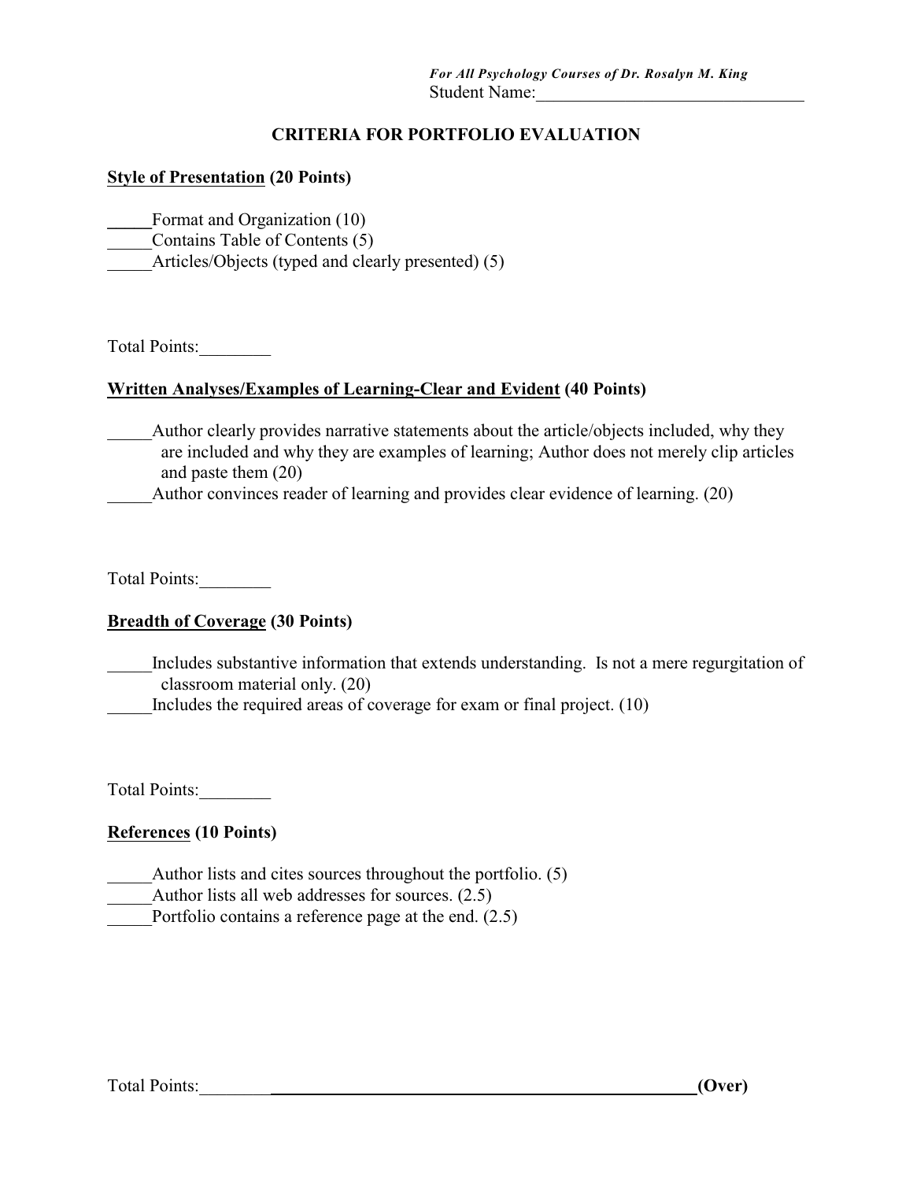*For All Psychology Courses of Dr. Rosalyn M. King*

Student Name:______________________________

## CRITERIA FOR PORTFOLIO EVALUATION

**Style of Presentation (20 Points)**

_____Format and Organization (10)
_____Contains Table of Contents (5)
_____Articles/Objects (typed and clearly presented) (5)

Total Points:________

**Written Analyses/Examples of Learning-Clear and Evident (40 Points)**

_____Author clearly provides narrative statements about the article/objects included, why they are included and why they are examples of learning; Author does not merely clip articles and paste them (20)
_____Author convinces reader of learning and provides clear evidence of learning. (20)

Total Points:________

**Breadth of Coverage (30 Points)**

_____Includes substantive information that extends understanding. Is not a mere regurgitation of classroom material only. (20)
_____Includes the required areas of coverage for exam or final project. (10)

Total Points:________

**References (10 Points)**

_____Author lists and cites sources throughout the portfolio. (5)
_____Author lists all web addresses for sources. (2.5)
_____Portfolio contains a reference page at the end. (2.5)

Total Points:________ **(Over)**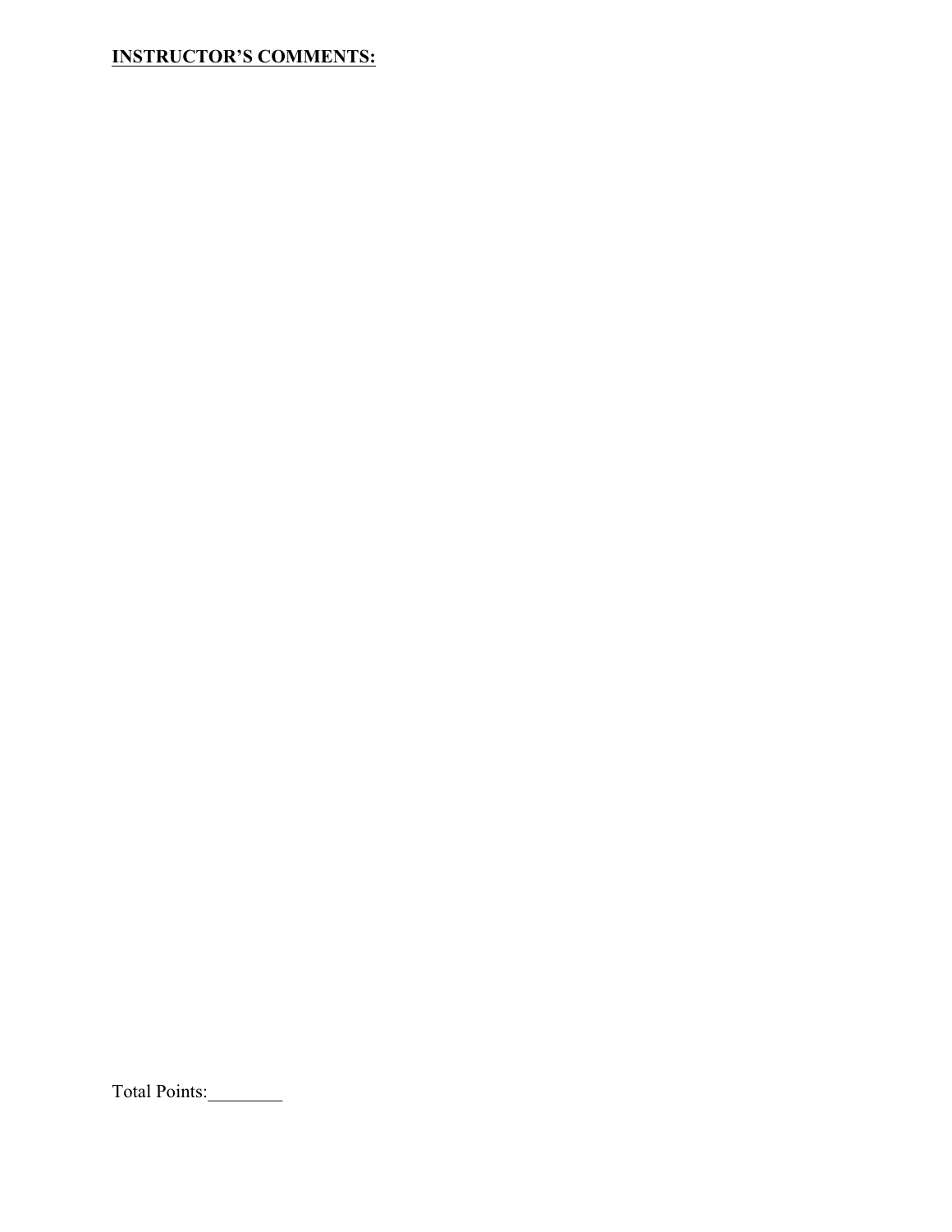**INSTRUCTOR'S COMMENTS:**

Total Points:________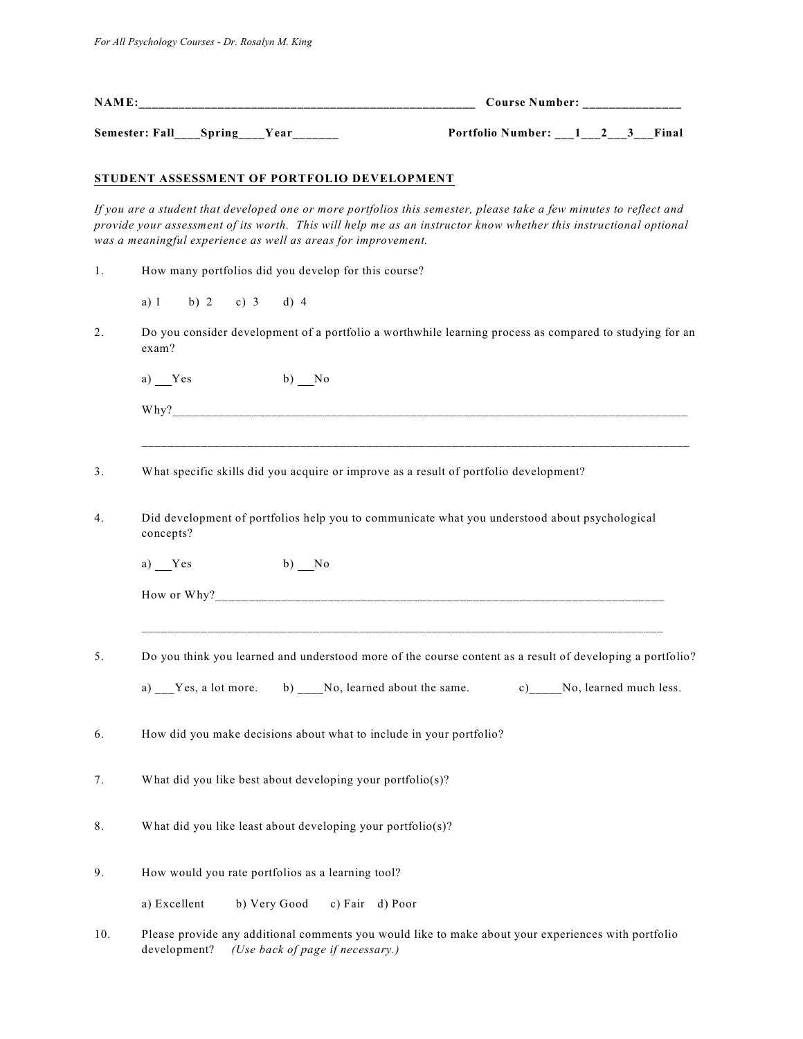**NAME:____________________________________________________ Course Number: _______________**

**Semester: Fall____Spring____Year_______ Portfolio Number: ___1___2___3___Final**

**STUDENT ASSESSMENT OF PORTFOLIO DEVELOPMENT**

*If you are a student that developed one or more portfolios this semester, please take a few minutes to reflect and provide your assessment of its worth. This will help me as an instructor know whether this instructional optional was a meaningful experience as well as areas for improvement.*

1. How many portfolios did you develop for this course?

   a) 1 b) 2 c) 3 d) 4

2. Do you consider development of a portfolio a worthwhile learning process as compared to studying for an exam?

   a) ___Yes b) ___No

   Why?_________________________________________________________________________________

   _____________________________________________________________________________________

3. What specific skills did you acquire or improve as a result of portfolio development?

4. Did development of portfolios help you to communicate what you understood about psychological concepts?

   a) ___Yes b) ___No

   How or Why?__________________________________________________________________________

   _____________________________________________________________________________________

5. Do you think you learned and understood more of the course content as a result of developing a portfolio?

   a) ___Yes, a lot more. b) ____No, learned about the same. c)_____No, learned much less.

6. How did you make decisions about what to include in your portfolio?

7. What did you like best about developing your portfolio(s)?

8. What did you like least about developing your portfolio(s)?

9. How would you rate portfolios as a learning tool?

   a) Excellent b) Very Good c) Fair d) Poor

10. Please provide any additional comments you would like to make about your experiences with portfolio development? *(Use back of page if necessary.)*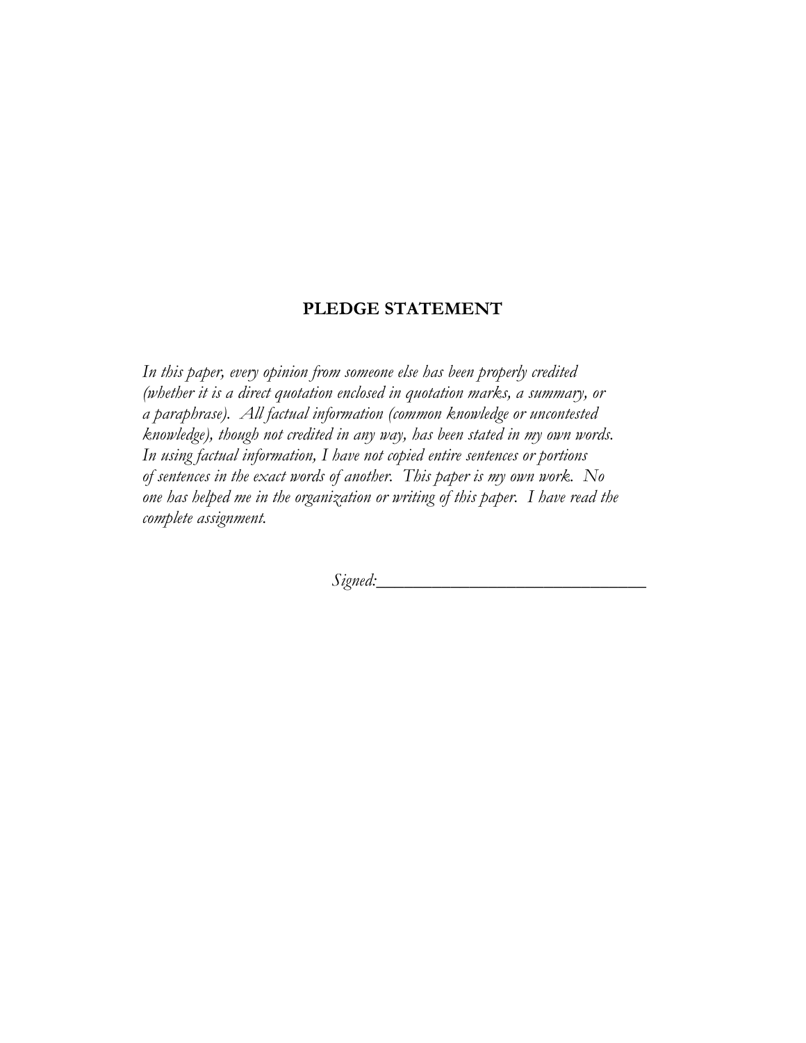## PLEDGE STATEMENT

*In this paper, every opinion from someone else has been properly credited (whether it is a direct quotation enclosed in quotation marks, a summary, or a paraphrase). All factual information (common knowledge or uncontested knowledge), though not credited in any way, has been stated in my own words. In using factual information, I have not copied entire sentences or portions of sentences in the exact words of another. This paper is my own work. No one has helped me in the organization or writing of this paper. I have read the complete assignment.*

*Signed:*_______________________________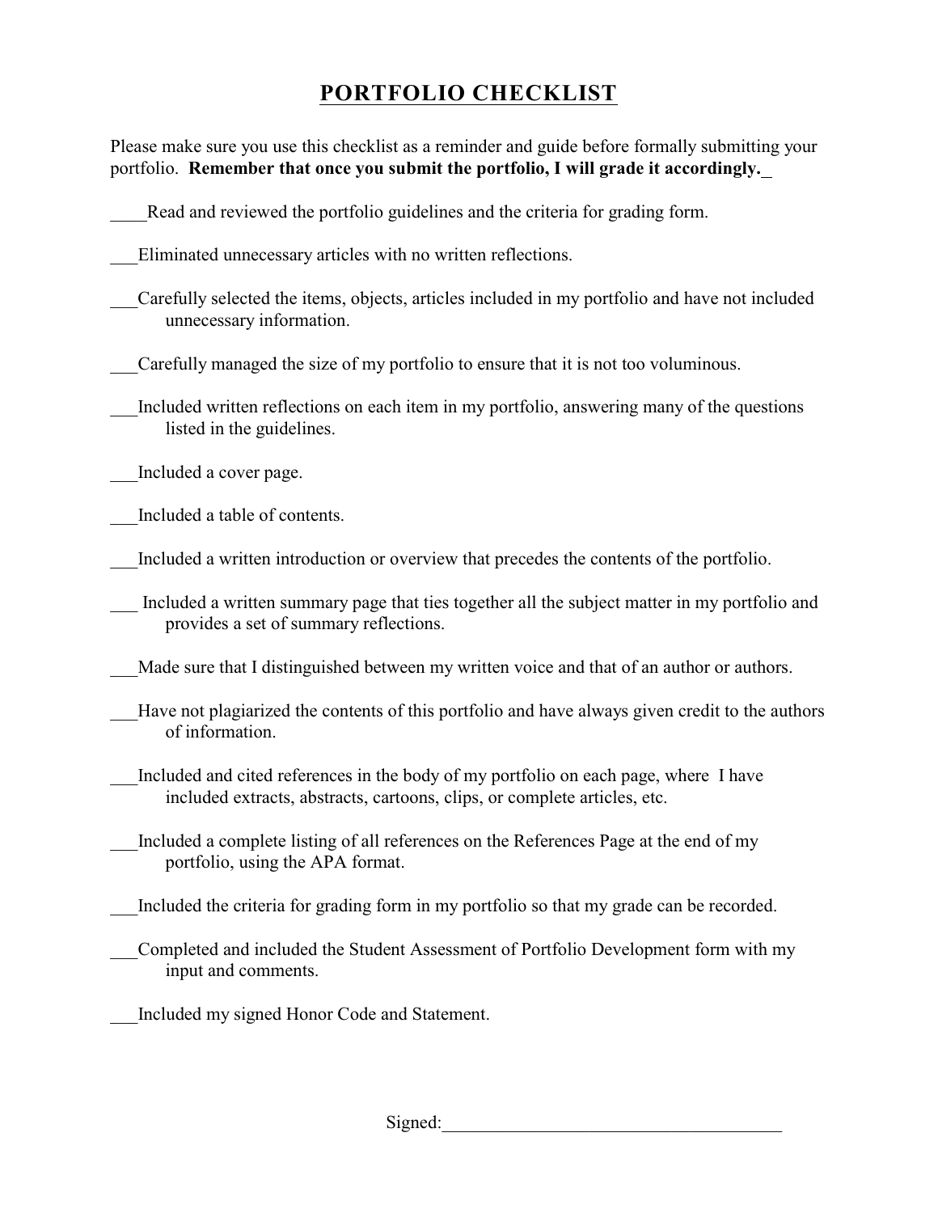# PORTFOLIO CHECKLIST

Please make sure you use this checklist as a reminder and guide before formally submitting your portfolio. **Remember that once you submit the portfolio, I will grade it accordingly.**

____Read and reviewed the portfolio guidelines and the criteria for grading form.

___Eliminated unnecessary articles with no written reflections.

___Carefully selected the items, objects, articles included in my portfolio and have not included unnecessary information.

___Carefully managed the size of my portfolio to ensure that it is not too voluminous.

___Included written reflections on each item in my portfolio, answering many of the questions listed in the guidelines.

___Included a cover page.

___Included a table of contents.

___Included a written introduction or overview that precedes the contents of the portfolio.

___ Included a written summary page that ties together all the subject matter in my portfolio and provides a set of summary reflections.

___Made sure that I distinguished between my written voice and that of an author or authors.

___Have not plagiarized the contents of this portfolio and have always given credit to the authors of information.

___Included and cited references in the body of my portfolio on each page, where I have included extracts, abstracts, cartoons, clips, or complete articles, etc.

___Included a complete listing of all references on the References Page at the end of my portfolio, using the APA format.

___Included the criteria for grading form in my portfolio so that my grade can be recorded.

___Completed and included the Student Assessment of Portfolio Development form with my input and comments.

___Included my signed Honor Code and Statement.

Signed:_____________________________________